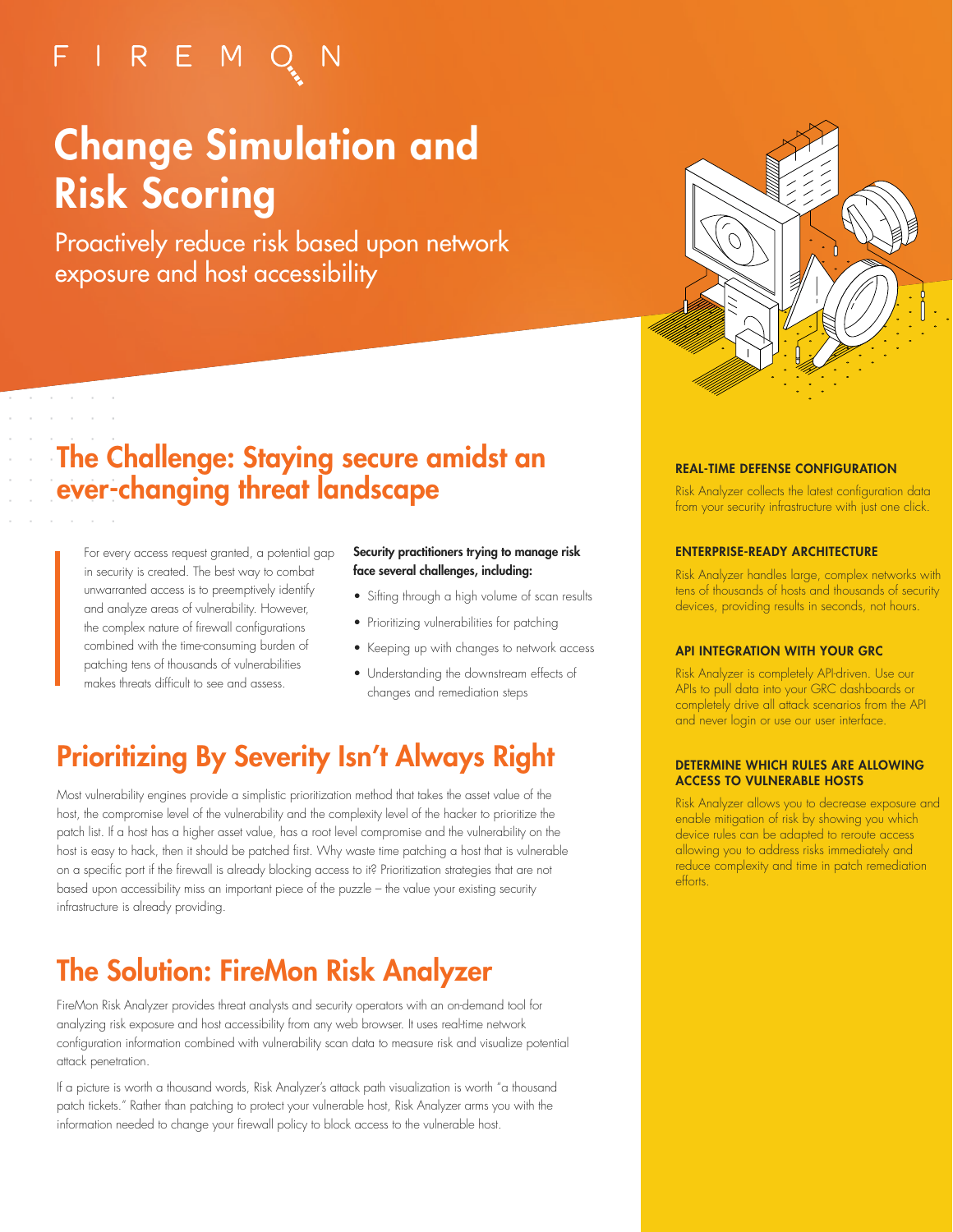FIREMON

# Change Simulation and Risk Scoring

Proactively reduce risk based upon network exposure and host accessibility

## The Challenge: Staying secure amidst an ever-changing threat landscape

For every access request granted, a potential gap in security is created. The best way to combat unwarranted access is to preemptively identify and analyze areas of vulnerability. However, the complex nature of firewall configurations combined with the time-consuming burden of patching tens of thousands of vulnerabilities makes threats difficult to see and assess.

**Security practitioners trying to manage risk face several challenges, including:**

- Sifting through a high volume of scan results
- Prioritizing vulnerabilities for patching
- Keeping up with changes to network access
- Understanding the downstream effects of changes and remediation steps

## Prioritizing By Severity Isn't Always Right

Most vulnerability engines provide a simplistic prioritization method that takes the asset value of the host, the compromise level of the vulnerability and the complexity level of the hacker to prioritize the patch list. If a host has a higher asset value, has a root level compromise and the vulnerability on the host is easy to hack, then it should be patched first. Why waste time patching a host that is vulnerable on a specific port if the firewall is already blocking access to it? Prioritization strategies that are not based upon accessibility miss an important piece of the puzzle – the value your existing security infrastructure is already providing.

## The Solution: FireMon Risk Analyzer

FireMon Risk Analyzer provides threat analysts and security operators with an on-demand tool for analyzing risk exposure and host accessibility from any web browser. It uses real-time network configuration information combined with vulnerability scan data to measure risk and visualize potential attack penetration.

If a picture is worth a thousand words, Risk Analyzer's attack path visualization is worth "a thousand patch tickets." Rather than patching to protect your vulnerable host, Risk Analyzer arms you with the information needed to change your firewall policy to block access to the vulnerable host.

### REAL-TIME DEFENSE CONFIGURATION

Risk Analyzer collects the latest configuration data from your security infrastructure with just one click.

### ENTERPRISE-READY ARCHITECTURE

Risk Analyzer handles large, complex networks with tens of thousands of hosts and thousands of security devices, providing results in seconds, not hours.

### API INTEGRATION WITH YOUR GRC

Risk Analyzer is completely API-driven. Use our APIs to pull data into your GRC dashboards or completely drive all attack scenarios from the API and never login or use our user interface.

### DETERMINE WHICH RULES ARE ALLOWING ACCESS TO VULNERABLE HOSTS

Risk Analyzer allows you to decrease exposure and enable mitigation of risk by showing you which device rules can be adapted to reroute access allowing you to address risks immediately and reduce complexity and time in patch remediation efforts.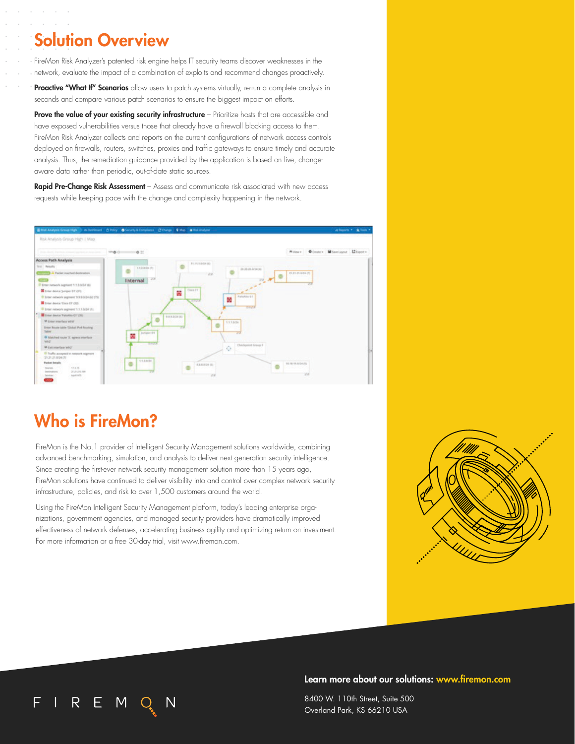## Solution Overview

FireMon Risk Analyzer's patented risk engine helps IT security teams discover weaknesses in the network, evaluate the impact of a combination of exploits and recommend changes proactively.

**Proactive "What If" Scenarios** allow users to patch systems virtually, re-run a complete analysis in seconds and compare various patch scenarios to ensure the biggest impact on efforts.

**Prove the value of your existing security infrastructure** – Prioritize hosts that are accessible and have exposed vulnerabilities versus those that already have a firewall blocking access to them. FireMon Risk Analyzer collects and reports on the current configurations of network access controls deployed on firewalls, routers, switches, proxies and traffic gateways to ensure timely and accurate analysis. Thus, the remediation guidance provided by the application is based on live, change-aware data rather than periodic, out-of-date static sources.

**Rapid Pre-Change Risk Assessment** – Assess and communicate risk associated with new access requests while keeping pace with the change and complexity happening in the network.

## Who is FireMon?

FireMon is the No.1 provider of Intelligent Security Management solutions worldwide, combining advanced benchmarking, simulation, and analysis to deliver next generation security intelligence. Since creating the first-ever network security management solution more than 15 years ago, FireMon solutions have continued to deliver visibility into and control over complex network security infrastructure, policies, and risk to over 1,500 customers around the world.

Using the FireMon Intelligent Security Management platform, today's leading enterprise organizations, government agencies, and managed security providers have dramatically improved effectiveness of network defenses, accelerating business agility and optimizing return on investment. For more information or a free 30-day trial, visit www.firemon.com.

FIREMON

**Learn more about our solutions: www.firemon.com**

8400 W. 110th Street, Suite 500
Overland Park, KS 66210 USA